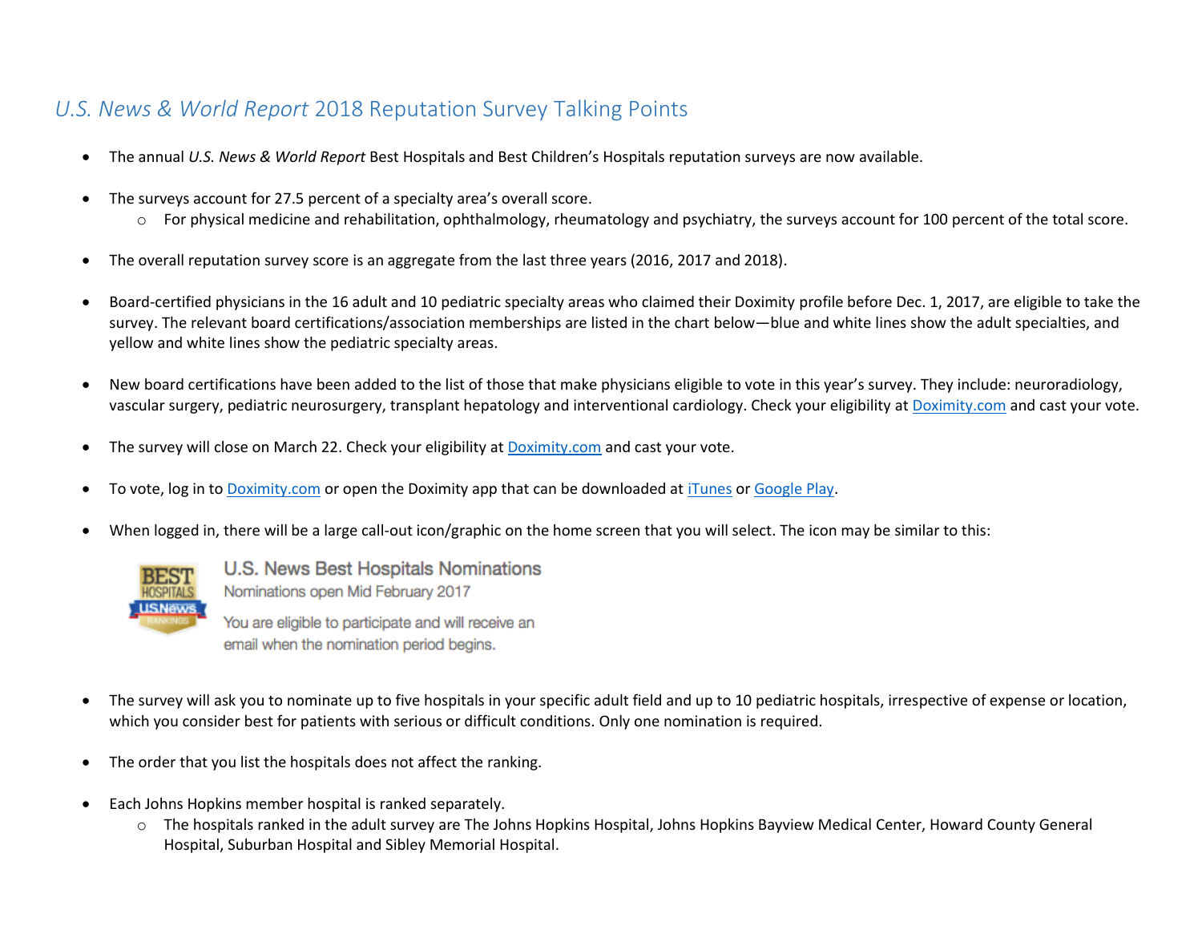# *U.S. News & World Report* 2018 Reputation Survey Talking Points

- The annual *U.S. News & World Report* Best Hospitals and Best Children's Hospitals reputation surveys are now available.

- The surveys account for 27.5 percent of a specialty area's overall score.
  - For physical medicine and rehabilitation, ophthalmology, rheumatology and psychiatry, the surveys account for 100 percent of the total score.

- The overall reputation survey score is an aggregate from the last three years (2016, 2017 and 2018).

- Board-certified physicians in the 16 adult and 10 pediatric specialty areas who claimed their Doximity profile before Dec. 1, 2017, are eligible to take the survey. The relevant board certifications/association memberships are listed in the chart below—blue and white lines show the adult specialties, and yellow and white lines show the pediatric specialty areas.

- New board certifications have been added to the list of those that make physicians eligible to vote in this year's survey. They include: neuroradiology, vascular surgery, pediatric neurosurgery, transplant hepatology and interventional cardiology. Check your eligibility at Doximity.com and cast your vote.

- The survey will close on March 22. Check your eligibility at Doximity.com and cast your vote.

- To vote, log in to Doximity.com or open the Doximity app that can be downloaded at iTunes or Google Play.

- When logged in, there will be a large call-out icon/graphic on the home screen that you will select. The icon may be similar to this:

  BEST HOSPITALS US News RANKINGS

  U.S. News Best Hospitals Nominations
  Nominations open Mid February 2017
  You are eligible to participate and will receive an email when the nomination period begins.

- The survey will ask you to nominate up to five hospitals in your specific adult field and up to 10 pediatric hospitals, irrespective of expense or location, which you consider best for patients with serious or difficult conditions. Only one nomination is required.

- The order that you list the hospitals does not affect the ranking.

- Each Johns Hopkins member hospital is ranked separately.
  - The hospitals ranked in the adult survey are The Johns Hopkins Hospital, Johns Hopkins Bayview Medical Center, Howard County General Hospital, Suburban Hospital and Sibley Memorial Hospital.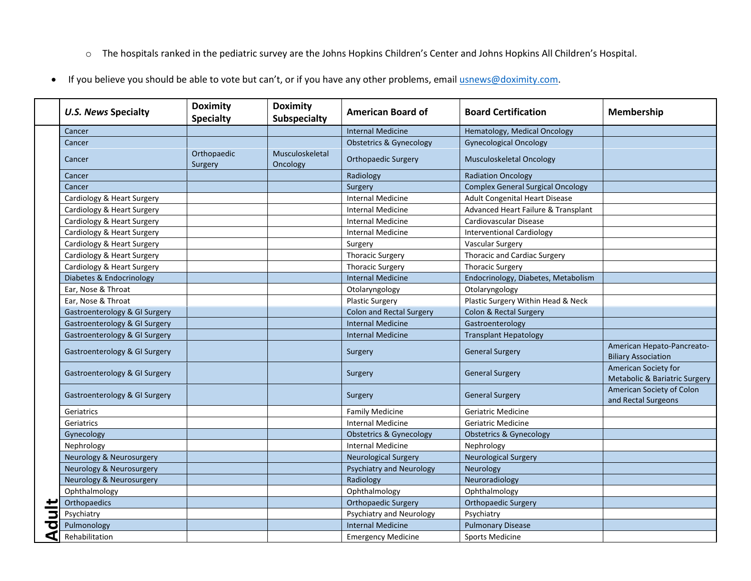- The hospitals ranked in the pediatric survey are the Johns Hopkins Children's Center and Johns Hopkins All Children's Hospital.

- If you believe you should be able to vote but can't, or if you have any other problems, email usnews@doximity.com.

| | *U.S. News* Specialty | Doximity Specialty | Doximity Subspecialty | American Board of | Board Certification | Membership |
|---|---|---|---|---|---|---|
| Adult | Cancer | | | Internal Medicine | Hematology, Medical Oncology | |
| | Cancer | | | Obstetrics & Gynecology | Gynecological Oncology | |
| | Cancer | Orthopaedic Surgery | Musculoskeletal Oncology | Orthopaedic Surgery | Musculoskeletal Oncology | |
| | Cancer | | | Radiology | Radiation Oncology | |
| | Cancer | | | Surgery | Complex General Surgical Oncology | |
| | Cardiology & Heart Surgery | | | Internal Medicine | Adult Congenital Heart Disease | |
| | Cardiology & Heart Surgery | | | Internal Medicine | Advanced Heart Failure & Transplant | |
| | Cardiology & Heart Surgery | | | Internal Medicine | Cardiovascular Disease | |
| | Cardiology & Heart Surgery | | | Internal Medicine | Interventional Cardiology | |
| | Cardiology & Heart Surgery | | | Surgery | Vascular Surgery | |
| | Cardiology & Heart Surgery | | | Thoracic Surgery | Thoracic and Cardiac Surgery | |
| | Cardiology & Heart Surgery | | | Thoracic Surgery | Thoracic Surgery | |
| | Diabetes & Endocrinology | | | Internal Medicine | Endocrinology, Diabetes, Metabolism | |
| | Ear, Nose & Throat | | | Otolaryngology | Otolaryngology | |
| | Ear, Nose & Throat | | | Plastic Surgery | Plastic Surgery Within Head & Neck | |
| | Gastroenterology & GI Surgery | | | Colon and Rectal Surgery | Colon & Rectal Surgery | |
| | Gastroenterology & GI Surgery | | | Internal Medicine | Gastroenterology | |
| | Gastroenterology & GI Surgery | | | Internal Medicine | Transplant Hepatology | |
| | Gastroenterology & GI Surgery | | | Surgery | General Surgery | American Hepato-Pancreato-Biliary Association |
| | Gastroenterology & GI Surgery | | | Surgery | General Surgery | American Society for Metabolic & Bariatric Surgery |
| | Gastroenterology & GI Surgery | | | Surgery | General Surgery | American Society of Colon and Rectal Surgeons |
| | Geriatrics | | | Family Medicine | Geriatric Medicine | |
| | Geriatrics | | | Internal Medicine | Geriatric Medicine | |
| | Gynecology | | | Obstetrics & Gynecology | Obstetrics & Gynecology | |
| | Nephrology | | | Internal Medicine | Nephrology | |
| | Neurology & Neurosurgery | | | Neurological Surgery | Neurological Surgery | |
| | Neurology & Neurosurgery | | | Psychiatry and Neurology | Neurology | |
| | Neurology & Neurosurgery | | | Radiology | Neuroradiology | |
| | Ophthalmology | | | Ophthalmology | Ophthalmology | |
| | Orthopaedics | | | Orthopaedic Surgery | Orthopaedic Surgery | |
| | Psychiatry | | | Psychiatry and Neurology | Psychiatry | |
| | Pulmonology | | | Internal Medicine | Pulmonary Disease | |
| | Rehabilitation | | | Emergency Medicine | Sports Medicine | |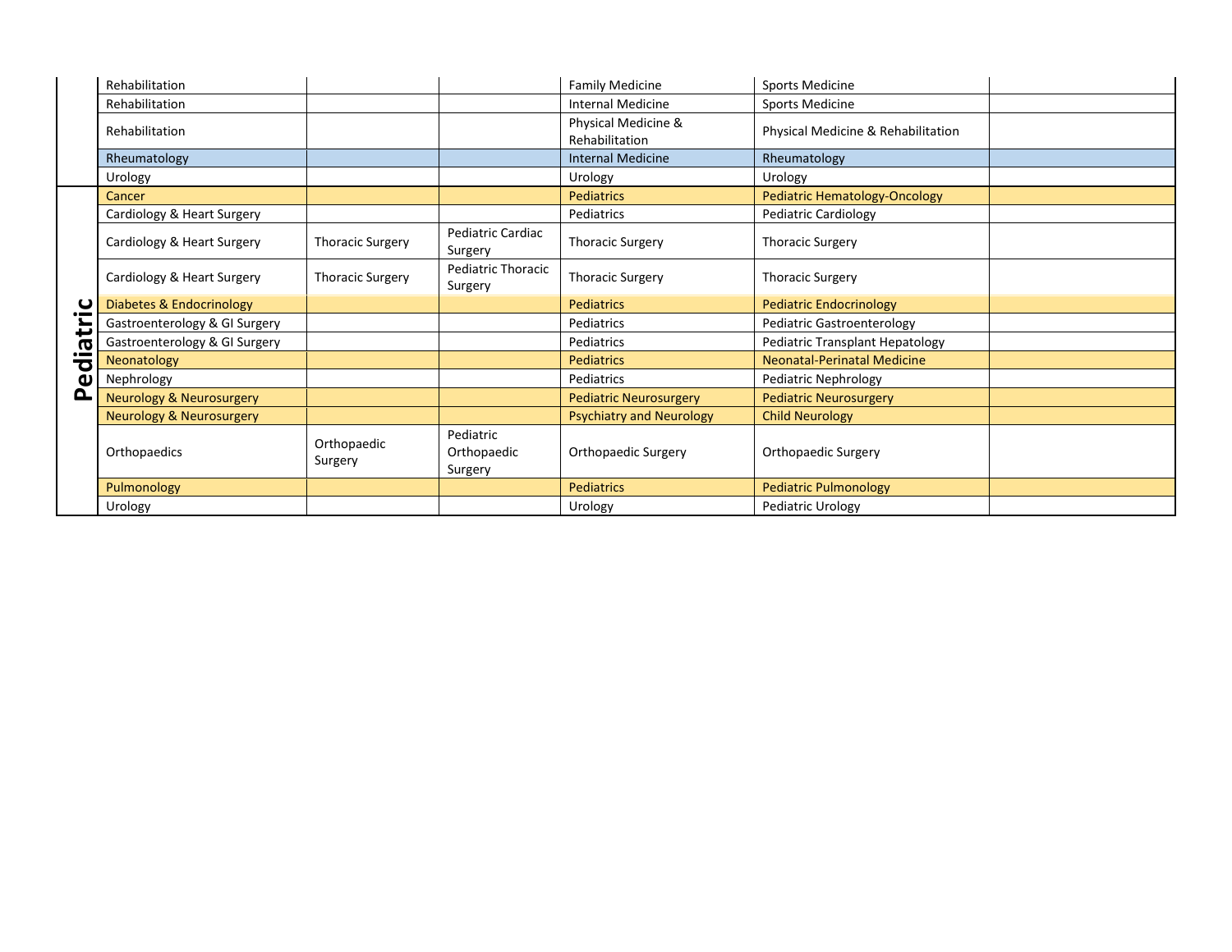| | | | | | | |
|---|---|---|---|---|---|---|
| | Rehabilitation | | | Family Medicine | Sports Medicine | |
| | Rehabilitation | | | Internal Medicine | Sports Medicine | |
| | Rehabilitation | | | Physical Medicine & Rehabilitation | Physical Medicine & Rehabilitation | |
| | Rheumatology | | | Internal Medicine | Rheumatology | |
| | Urology | | | Urology | Urology | |
| **Pediatric** | Cancer | | | Pediatrics | Pediatric Hematology-Oncology | |
| | Cardiology & Heart Surgery | | | Pediatrics | Pediatric Cardiology | |
| | Cardiology & Heart Surgery | Thoracic Surgery | Pediatric Cardiac Surgery | Thoracic Surgery | Thoracic Surgery | |
| | Cardiology & Heart Surgery | Thoracic Surgery | Pediatric Thoracic Surgery | Thoracic Surgery | Thoracic Surgery | |
| | Diabetes & Endocrinology | | | Pediatrics | Pediatric Endocrinology | |
| | Gastroenterology & GI Surgery | | | Pediatrics | Pediatric Gastroenterology | |
| | Gastroenterology & GI Surgery | | | Pediatrics | Pediatric Transplant Hepatology | |
| | Neonatology | | | Pediatrics | Neonatal-Perinatal Medicine | |
| | Nephrology | | | Pediatrics | Pediatric Nephrology | |
| | Neurology & Neurosurgery | | | Pediatric Neurosurgery | Pediatric Neurosurgery | |
| | Neurology & Neurosurgery | | | Psychiatry and Neurology | Child Neurology | |
| | Orthopaedics | Orthopaedic Surgery | Pediatric Orthopaedic Surgery | Orthopaedic Surgery | Orthopaedic Surgery | |
| | Pulmonology | | | Pediatrics | Pediatric Pulmonology | |
| | Urology | | | Urology | Pediatric Urology | |